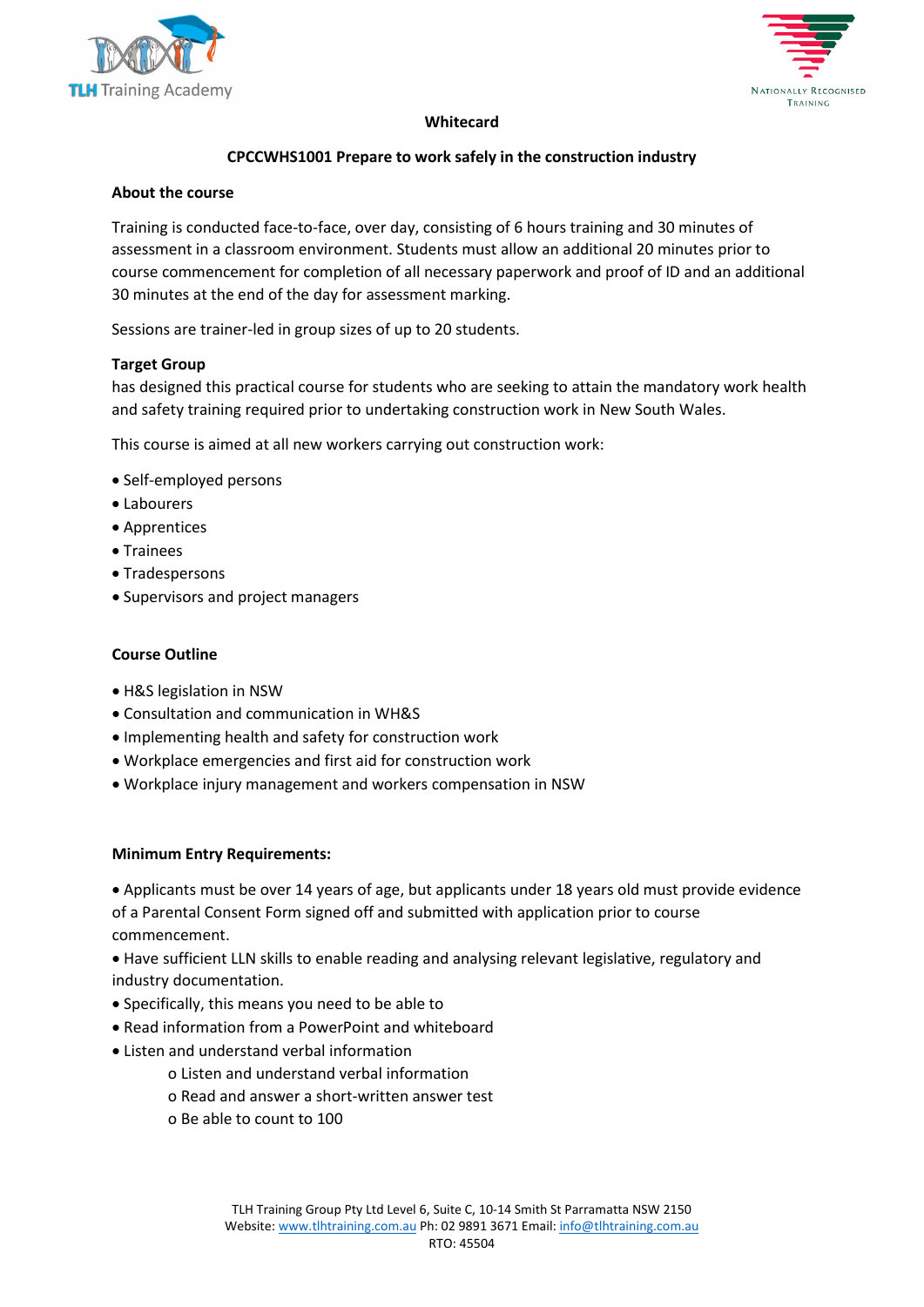# Whitecard

## CPCCWHS1001 Prepare to work safely in the construction industry

### About the course

Training is conducted face-to-face, over day, consisting of 6 hours training and 30 minutes of assessment in a classroom environment. Students must allow an additional 20 minutes prior to course commencement for completion of all necessary paperwork and proof of ID and an additional 30 minutes at the end of the day for assessment marking.

Sessions are trainer-led in group sizes of up to 20 students.

### Target Group

has designed this practical course for students who are seeking to attain the mandatory work health and safety training required prior to undertaking construction work in New South Wales.

This course is aimed at all new workers carrying out construction work:

- Self-employed persons
- Labourers
- Apprentices
- Trainees
- Tradespersons
- Supervisors and project managers

### Course Outline

- H&S legislation in NSW
- Consultation and communication in WH&S
- Implementing health and safety for construction work
- Workplace emergencies and first aid for construction work
- Workplace injury management and workers compensation in NSW

### Minimum Entry Requirements:

- Applicants must be over 14 years of age, but applicants under 18 years old must provide evidence of a Parental Consent Form signed off and submitted with application prior to course commencement.
- Have sufficient LLN skills to enable reading and analysing relevant legislative, regulatory and industry documentation.
- Specifically, this means you need to be able to
- Read information from a PowerPoint and whiteboard
- Listen and understand verbal information
  - Listen and understand verbal information
  - Read and answer a short-written answer test
  - Be able to count to 100

TLH Training Group Pty Ltd Level 6, Suite C, 10-14 Smith St Parramatta NSW 2150
Website: www.tlhtraining.com.au Ph: 02 9891 3671 Email: info@tlhtraining.com.au
RTO: 45504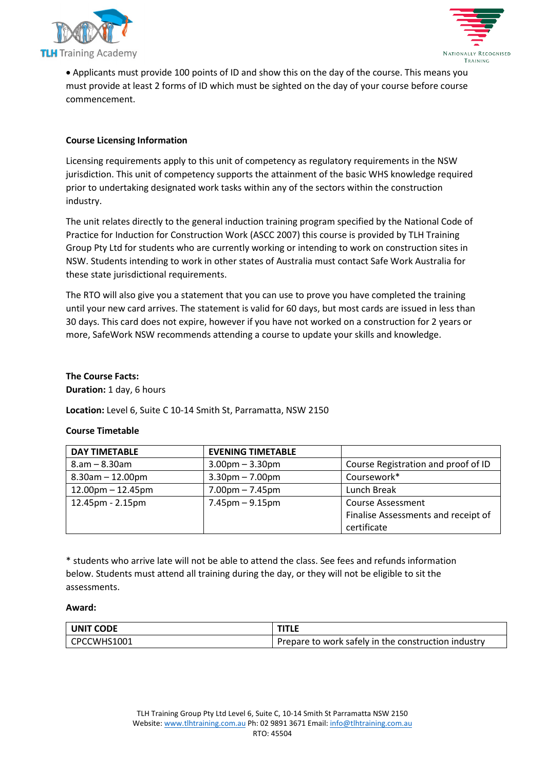- Applicants must provide 100 points of ID and show this on the day of the course. This means you must provide at least 2 forms of ID which must be sighted on the day of your course before course commencement.

**Course Licensing Information**

Licensing requirements apply to this unit of competency as regulatory requirements in the NSW jurisdiction. This unit of competency supports the attainment of the basic WHS knowledge required prior to undertaking designated work tasks within any of the sectors within the construction industry.

The unit relates directly to the general induction training program specified by the National Code of Practice for Induction for Construction Work (ASCC 2007) this course is provided by TLH Training Group Pty Ltd for students who are currently working or intending to work on construction sites in NSW. Students intending to work in other states of Australia must contact Safe Work Australia for these state jurisdictional requirements.

The RTO will also give you a statement that you can use to prove you have completed the training until your new card arrives. The statement is valid for 60 days, but most cards are issued in less than 30 days. This card does not expire, however if you have not worked on a construction for 2 years or more, SafeWork NSW recommends attending a course to update your skills and knowledge.

**The Course Facts:**
**Duration:** 1 day, 6 hours

**Location:** Level 6, Suite C 10-14 Smith St, Parramatta, NSW 2150

**Course Timetable**

| DAY TIMETABLE | EVENING TIMETABLE | |
|---|---|---|
| 8.am – 8.30am | 3.00pm – 3.30pm | Course Registration and proof of ID |
| 8.30am – 12.00pm | 3.30pm – 7.00pm | Coursework* |
| 12.00pm – 12.45pm | 7.00pm – 7.45pm | Lunch Break |
| 12.45pm - 2.15pm | 7.45pm – 9.15pm | Course Assessment<br>Finalise Assessments and receipt of certificate |

* students who arrive late will not be able to attend the class. See fees and refunds information below. Students must attend all training during the day, or they will not be eligible to sit the assessments.

**Award:**

| UNIT CODE | TITLE |
|---|---|
| CPCCWHS1001 | Prepare to work safely in the construction industry |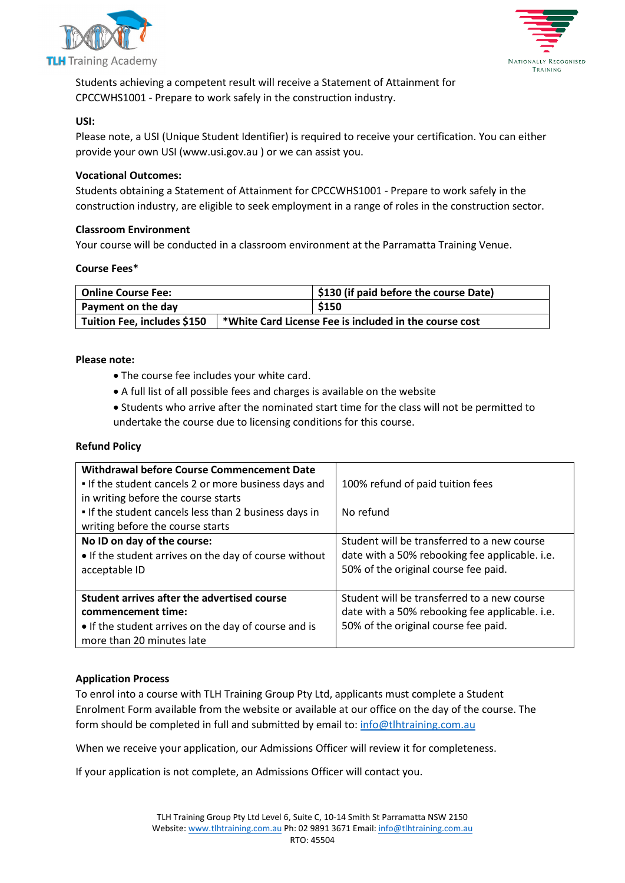Students achieving a competent result will receive a Statement of Attainment for CPCCWHS1001 - Prepare to work safely in the construction industry.

**USI:**

Please note, a USI (Unique Student Identifier) is required to receive your certification. You can either provide your own USI (www.usi.gov.au ) or we can assist you.

**Vocational Outcomes:**

Students obtaining a Statement of Attainment for CPCCWHS1001 - Prepare to work safely in the construction industry, are eligible to seek employment in a range of roles in the construction sector.

**Classroom Environment**

Your course will be conducted in a classroom environment at the Parramatta Training Venue.

**Course Fees***

| **Online Course Fee:** | **$130 (if paid before the course Date)** |
|---|---|
| **Payment on the day** | **$150** |
| **Tuition Fee, includes $150** | ***White Card License Fee is included in the course cost** |

**Please note:**

- The course fee includes your white card.
- A full list of all possible fees and charges is available on the website
- Students who arrive after the nominated start time for the class will not be permitted to undertake the course due to licensing conditions for this course.

**Refund Policy**

| **Withdrawal before Course Commencement Date** | |
|---|---|
| ▪ If the student cancels 2 or more business days and in writing before the course starts | 100% refund of paid tuition fees |
| ▪ If the student cancels less than 2 business days in writing before the course starts | No refund |
| **No ID on day of the course:** • If the student arrives on the day of course without acceptable ID | Student will be transferred to a new course date with a 50% rebooking fee applicable. i.e. 50% of the original course fee paid. |
| **Student arrives after the advertised course commencement time:** • If the student arrives on the day of course and is more than 20 minutes late | Student will be transferred to a new course date with a 50% rebooking fee applicable. i.e. 50% of the original course fee paid. |

**Application Process**

To enrol into a course with TLH Training Group Pty Ltd, applicants must complete a Student Enrolment Form available from the website or available at our office on the day of the course. The form should be completed in full and submitted by email to: info@tlhtraining.com.au

When we receive your application, our Admissions Officer will review it for completeness.

If your application is not complete, an Admissions Officer will contact you.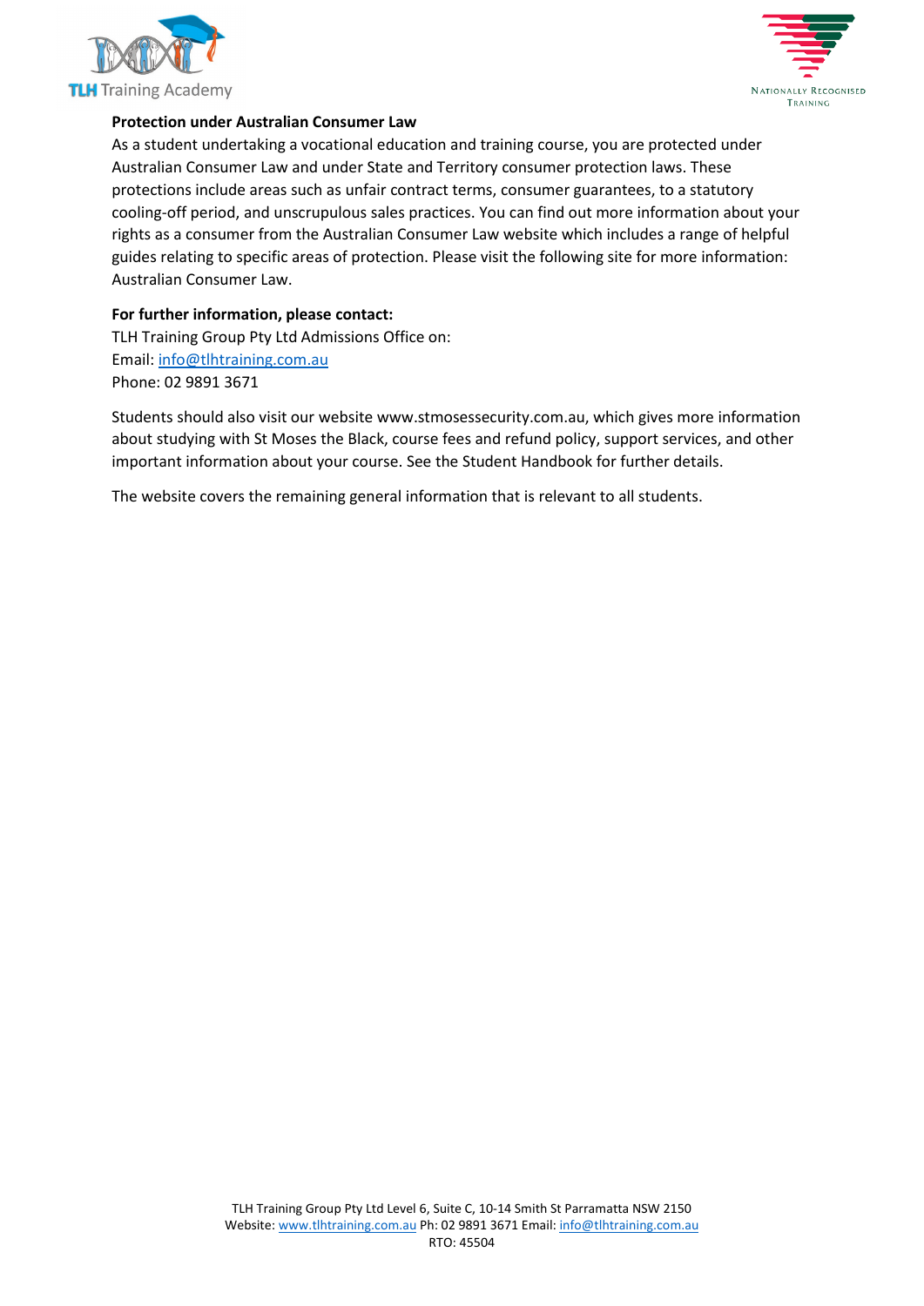**Protection under Australian Consumer Law**

As a student undertaking a vocational education and training course, you are protected under Australian Consumer Law and under State and Territory consumer protection laws. These protections include areas such as unfair contract terms, consumer guarantees, to a statutory cooling-off period, and unscrupulous sales practices. You can find out more information about your rights as a consumer from the Australian Consumer Law website which includes a range of helpful guides relating to specific areas of protection. Please visit the following site for more information: Australian Consumer Law.

**For further information, please contact:**

TLH Training Group Pty Ltd Admissions Office on:
Email: info@tlhtraining.com.au
Phone: 02 9891 3671

Students should also visit our website www.stmosessecurity.com.au, which gives more information about studying with St Moses the Black, course fees and refund policy, support services, and other important information about your course. See the Student Handbook for further details.

The website covers the remaining general information that is relevant to all students.